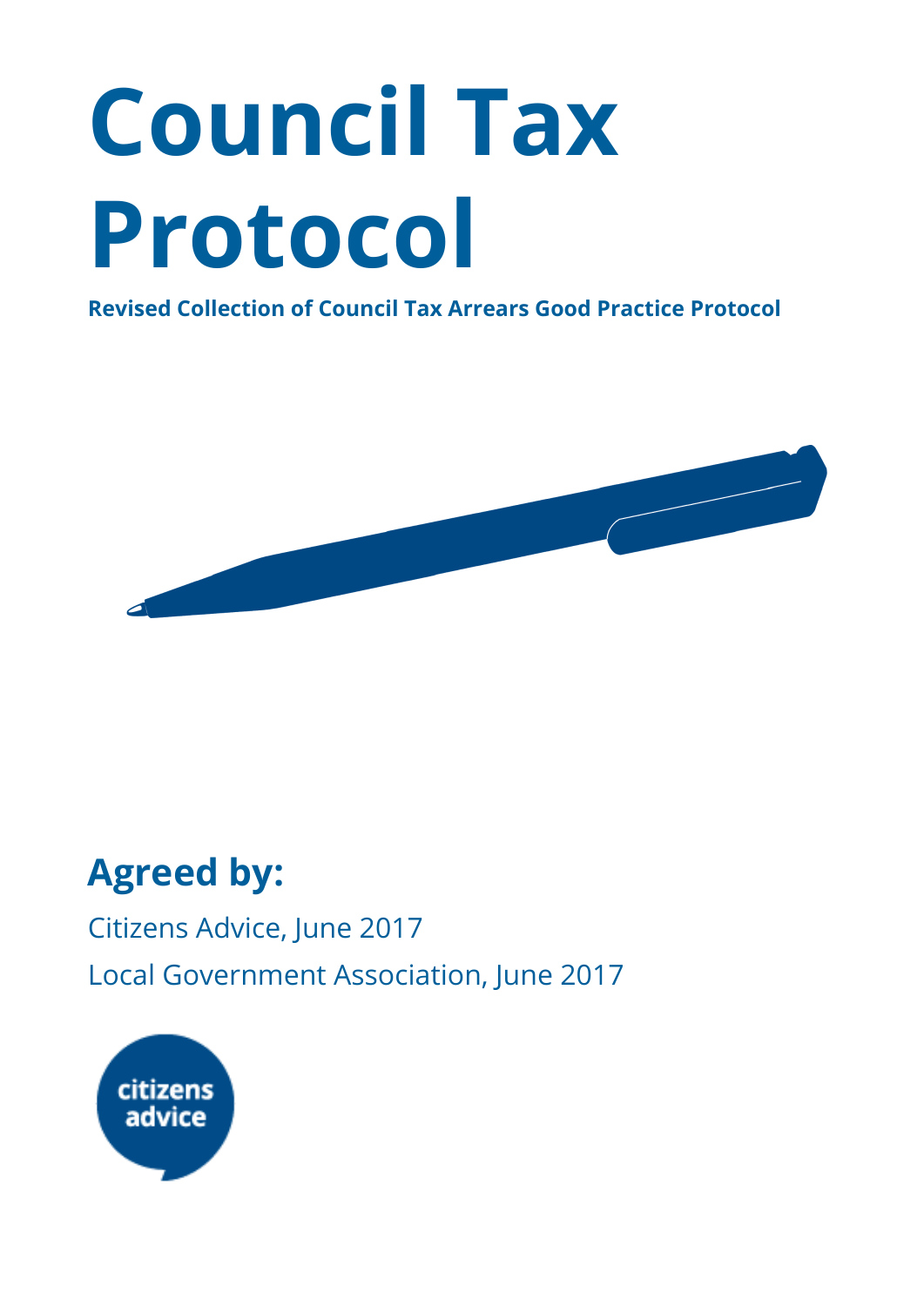# Council Tax Protocol

**Revised Collection of Council Tax Arrears Good Practice Protocol**

## Agreed by:

Citizens Advice, June 2017

Local Government Association, June 2017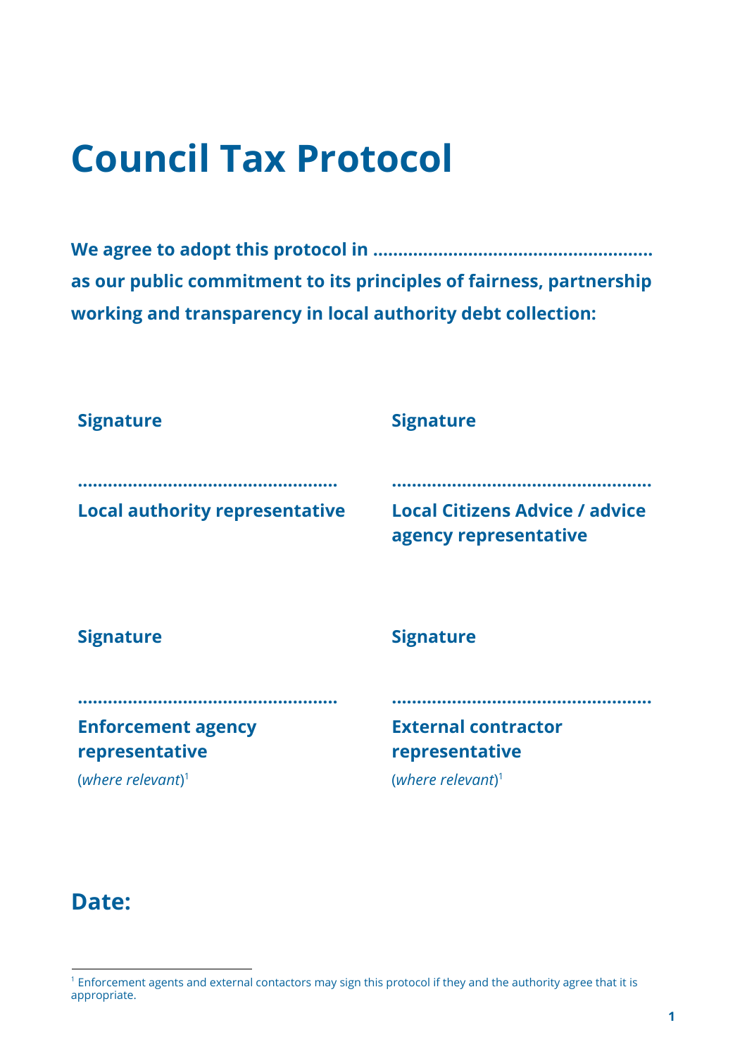# Council Tax Protocol

**We agree to adopt this protocol in ....................................................... as our public commitment to its principles of fairness, partnership working and transparency in local authority debt collection:**

**Signature**

**....................................................**

**Local authority representative**

**Signature**

**....................................................**

**Local Citizens Advice / advice agency representative**

**Signature**

**....................................................**

**Enforcement agency representative**

(*where relevant*)[1]

**Signature**

**....................................................**

**External contractor representative**

(*where relevant*)[1]

## Date:

---

[1] Enforcement agents and external contactors may sign this protocol if they and the authority agree that it is appropriate.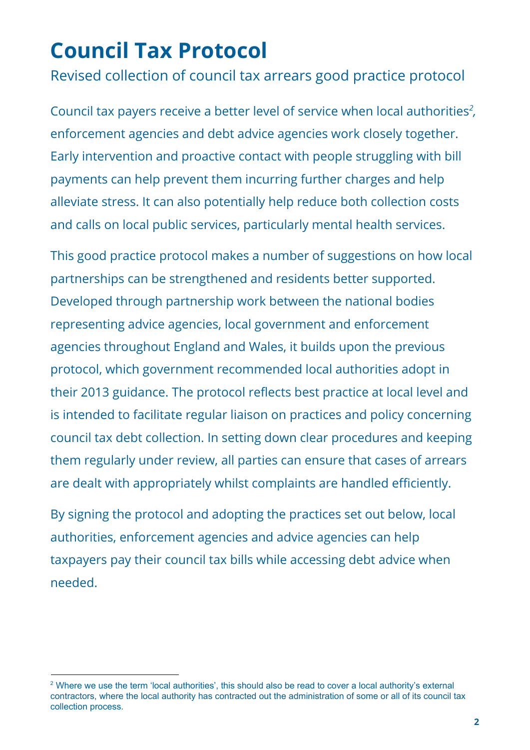# Council Tax Protocol

Revised collection of council tax arrears good practice protocol

Council tax payers receive a better level of service when local authorities[2], enforcement agencies and debt advice agencies work closely together. Early intervention and proactive contact with people struggling with bill payments can help prevent them incurring further charges and help alleviate stress. It can also potentially help reduce both collection costs and calls on local public services, particularly mental health services.

This good practice protocol makes a number of suggestions on how local partnerships can be strengthened and residents better supported. Developed through partnership work between the national bodies representing advice agencies, local government and enforcement agencies throughout England and Wales, it builds upon the previous protocol, which government recommended local authorities adopt in their 2013 guidance. The protocol reflects best practice at local level and is intended to facilitate regular liaison on practices and policy concerning council tax debt collection. In setting down clear procedures and keeping them regularly under review, all parties can ensure that cases of arrears are dealt with appropriately whilst complaints are handled efficiently.

By signing the protocol and adopting the practices set out below, local authorities, enforcement agencies and advice agencies can help taxpayers pay their council tax bills while accessing debt advice when needed.

---

[2] Where we use the term 'local authorities', this should also be read to cover a local authority's external contractors, where the local authority has contracted out the administration of some or all of its council tax collection process.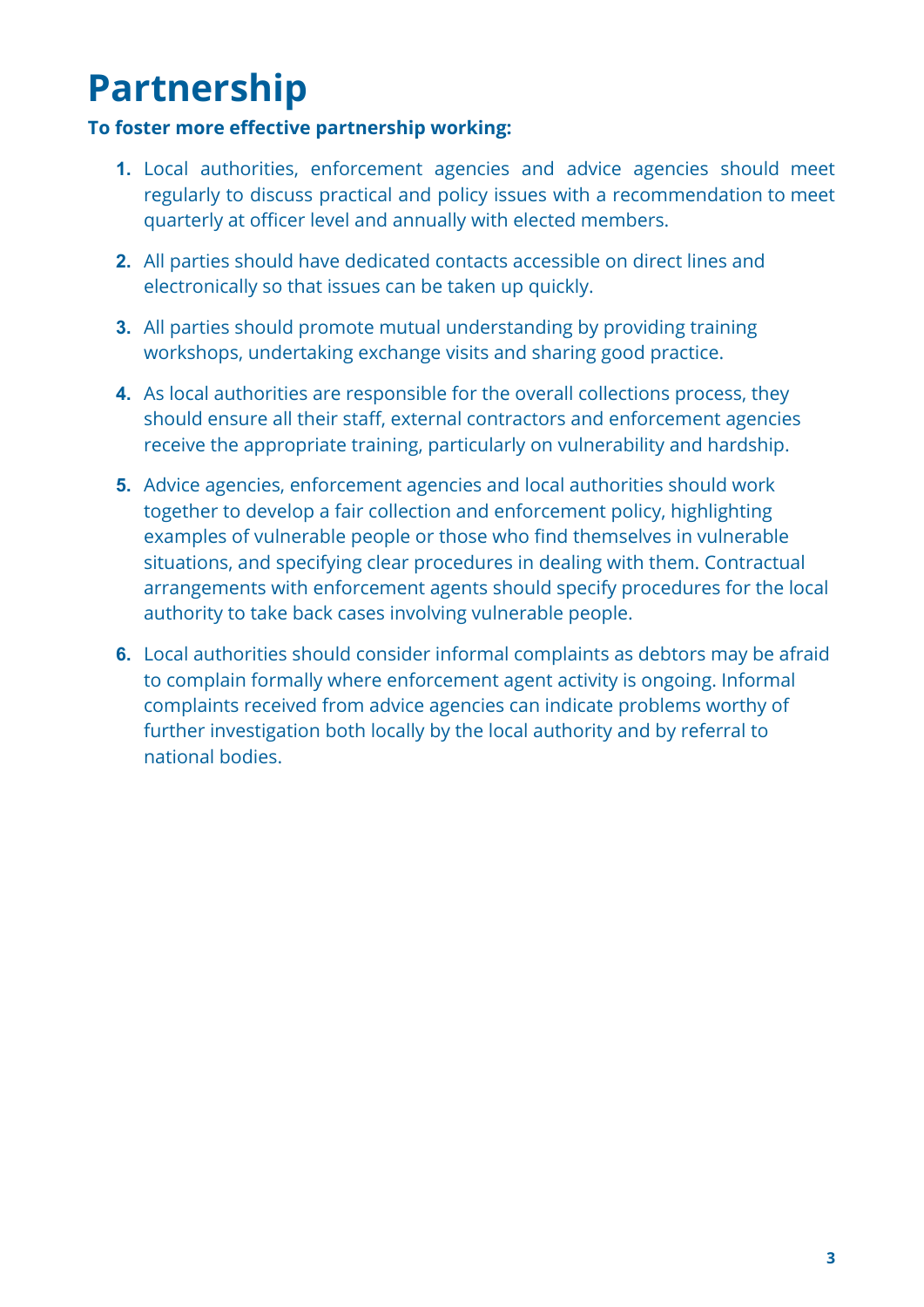# Partnership

**To foster more effective partnership working:**

1. Local authorities, enforcement agencies and advice agencies should meet regularly to discuss practical and policy issues with a recommendation to meet quarterly at officer level and annually with elected members.

2. All parties should have dedicated contacts accessible on direct lines and electronically so that issues can be taken up quickly.

3. All parties should promote mutual understanding by providing training workshops, undertaking exchange visits and sharing good practice.

4. As local authorities are responsible for the overall collections process, they should ensure all their staff, external contractors and enforcement agencies receive the appropriate training, particularly on vulnerability and hardship.

5. Advice agencies, enforcement agencies and local authorities should work together to develop a fair collection and enforcement policy, highlighting examples of vulnerable people or those who find themselves in vulnerable situations, and specifying clear procedures in dealing with them. Contractual arrangements with enforcement agents should specify procedures for the local authority to take back cases involving vulnerable people.

6. Local authorities should consider informal complaints as debtors may be afraid to complain formally where enforcement agent activity is ongoing. Informal complaints received from advice agencies can indicate problems worthy of further investigation both locally by the local authority and by referral to national bodies.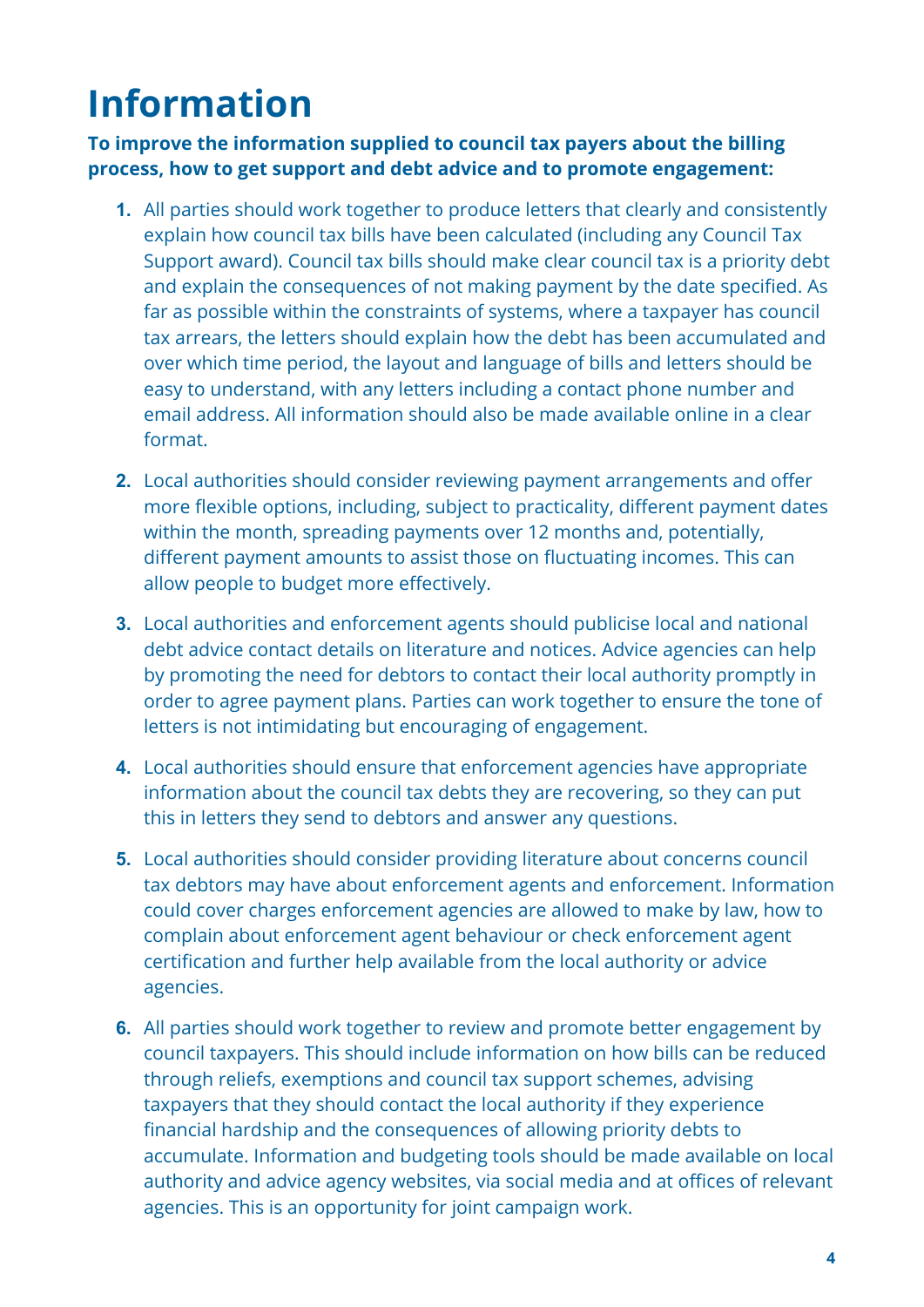# Information

**To improve the information supplied to council tax payers about the billing process, how to get support and debt advice and to promote engagement:**

1. All parties should work together to produce letters that clearly and consistently explain how council tax bills have been calculated (including any Council Tax Support award). Council tax bills should make clear council tax is a priority debt and explain the consequences of not making payment by the date specified. As far as possible within the constraints of systems, where a taxpayer has council tax arrears, the letters should explain how the debt has been accumulated and over which time period, the layout and language of bills and letters should be easy to understand, with any letters including a contact phone number and email address. All information should also be made available online in a clear format.

2. Local authorities should consider reviewing payment arrangements and offer more flexible options, including, subject to practicality, different payment dates within the month, spreading payments over 12 months and, potentially, different payment amounts to assist those on fluctuating incomes. This can allow people to budget more effectively.

3. Local authorities and enforcement agents should publicise local and national debt advice contact details on literature and notices. Advice agencies can help by promoting the need for debtors to contact their local authority promptly in order to agree payment plans. Parties can work together to ensure the tone of letters is not intimidating but encouraging of engagement.

4. Local authorities should ensure that enforcement agencies have appropriate information about the council tax debts they are recovering, so they can put this in letters they send to debtors and answer any questions.

5. Local authorities should consider providing literature about concerns council tax debtors may have about enforcement agents and enforcement. Information could cover charges enforcement agencies are allowed to make by law, how to complain about enforcement agent behaviour or check enforcement agent certification and further help available from the local authority or advice agencies.

6. All parties should work together to review and promote better engagement by council taxpayers. This should include information on how bills can be reduced through reliefs, exemptions and council tax support schemes, advising taxpayers that they should contact the local authority if they experience financial hardship and the consequences of allowing priority debts to accumulate. Information and budgeting tools should be made available on local authority and advice agency websites, via social media and at offices of relevant agencies. This is an opportunity for joint campaign work.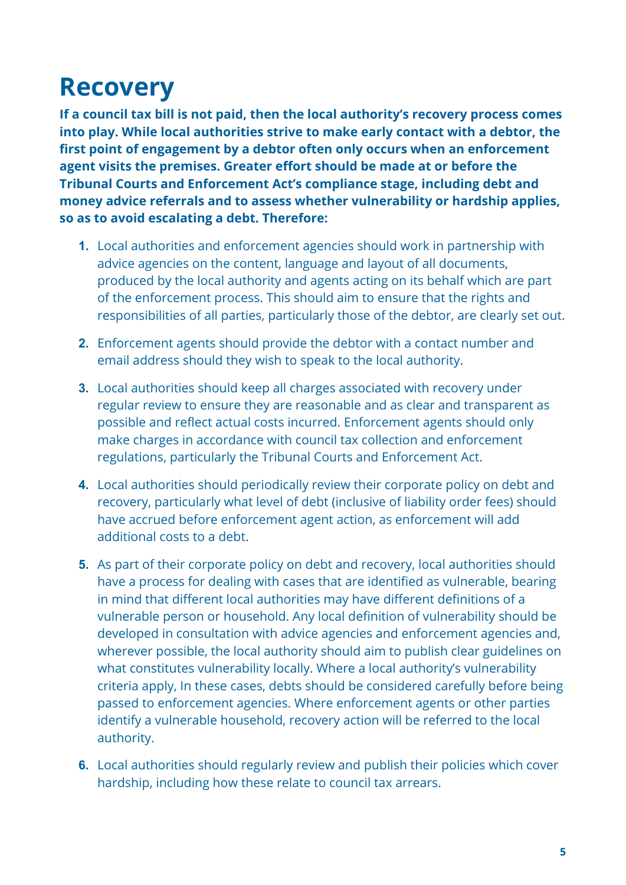# Recovery

**If a council tax bill is not paid, then the local authority's recovery process comes into play. While local authorities strive to make early contact with a debtor, the first point of engagement by a debtor often only occurs when an enforcement agent visits the premises. Greater effort should be made at or before the Tribunal Courts and Enforcement Act's compliance stage, including debt and money advice referrals and to assess whether vulnerability or hardship applies, so as to avoid escalating a debt. Therefore:**

1. Local authorities and enforcement agencies should work in partnership with advice agencies on the content, language and layout of all documents, produced by the local authority and agents acting on its behalf which are part of the enforcement process. This should aim to ensure that the rights and responsibilities of all parties, particularly those of the debtor, are clearly set out.
2. Enforcement agents should provide the debtor with a contact number and email address should they wish to speak to the local authority.
3. Local authorities should keep all charges associated with recovery under regular review to ensure they are reasonable and as clear and transparent as possible and reflect actual costs incurred. Enforcement agents should only make charges in accordance with council tax collection and enforcement regulations, particularly the Tribunal Courts and Enforcement Act.
4. Local authorities should periodically review their corporate policy on debt and recovery, particularly what level of debt (inclusive of liability order fees) should have accrued before enforcement agent action, as enforcement will add additional costs to a debt.
5. As part of their corporate policy on debt and recovery, local authorities should have a process for dealing with cases that are identified as vulnerable, bearing in mind that different local authorities may have different definitions of a vulnerable person or household. Any local definition of vulnerability should be developed in consultation with advice agencies and enforcement agencies and, wherever possible, the local authority should aim to publish clear guidelines on what constitutes vulnerability locally. Where a local authority's vulnerability criteria apply, In these cases, debts should be considered carefully before being passed to enforcement agencies. Where enforcement agents or other parties identify a vulnerable household, recovery action will be referred to the local authority.
6. Local authorities should regularly review and publish their policies which cover hardship, including how these relate to council tax arrears.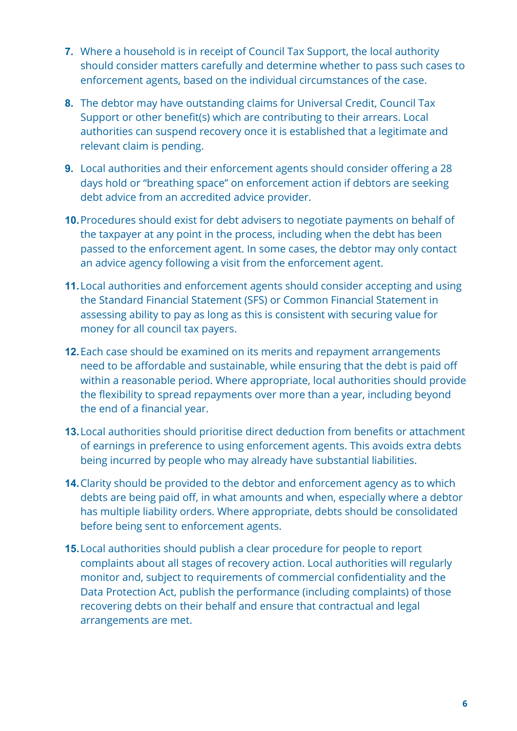7. Where a household is in receipt of Council Tax Support, the local authority should consider matters carefully and determine whether to pass such cases to enforcement agents, based on the individual circumstances of the case.

8. The debtor may have outstanding claims for Universal Credit, Council Tax Support or other benefit(s) which are contributing to their arrears. Local authorities can suspend recovery once it is established that a legitimate and relevant claim is pending.

9. Local authorities and their enforcement agents should consider offering a 28 days hold or "breathing space" on enforcement action if debtors are seeking debt advice from an accredited advice provider.

10. Procedures should exist for debt advisers to negotiate payments on behalf of the taxpayer at any point in the process, including when the debt has been passed to the enforcement agent. In some cases, the debtor may only contact an advice agency following a visit from the enforcement agent.

11. Local authorities and enforcement agents should consider accepting and using the Standard Financial Statement (SFS) or Common Financial Statement in assessing ability to pay as long as this is consistent with securing value for money for all council tax payers.

12. Each case should be examined on its merits and repayment arrangements need to be affordable and sustainable, while ensuring that the debt is paid off within a reasonable period. Where appropriate, local authorities should provide the flexibility to spread repayments over more than a year, including beyond the end of a financial year.

13. Local authorities should prioritise direct deduction from benefits or attachment of earnings in preference to using enforcement agents. This avoids extra debts being incurred by people who may already have substantial liabilities.

14. Clarity should be provided to the debtor and enforcement agency as to which debts are being paid off, in what amounts and when, especially where a debtor has multiple liability orders. Where appropriate, debts should be consolidated before being sent to enforcement agents.

15. Local authorities should publish a clear procedure for people to report complaints about all stages of recovery action. Local authorities will regularly monitor and, subject to requirements of commercial confidentiality and the Data Protection Act, publish the performance (including complaints) of those recovering debts on their behalf and ensure that contractual and legal arrangements are met.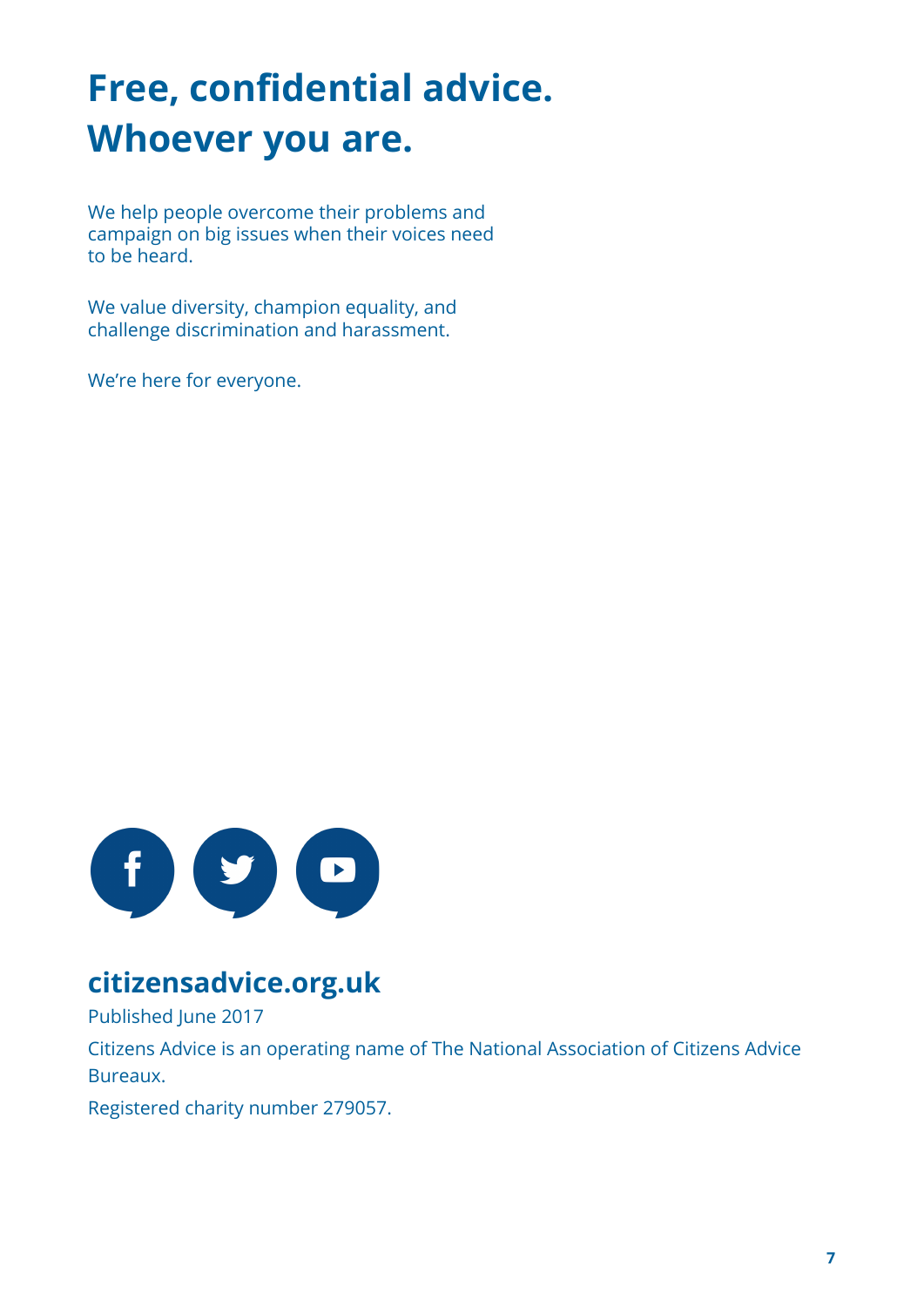# Free, confidential advice. Whoever you are.

We help people overcome their problems and campaign on big issues when their voices need to be heard.

We value diversity, champion equality, and challenge discrimination and harassment.

We're here for everyone.

## citizensadvice.org.uk

Published June 2017

Citizens Advice is an operating name of The National Association of Citizens Advice Bureaux.

Registered charity number 279057.